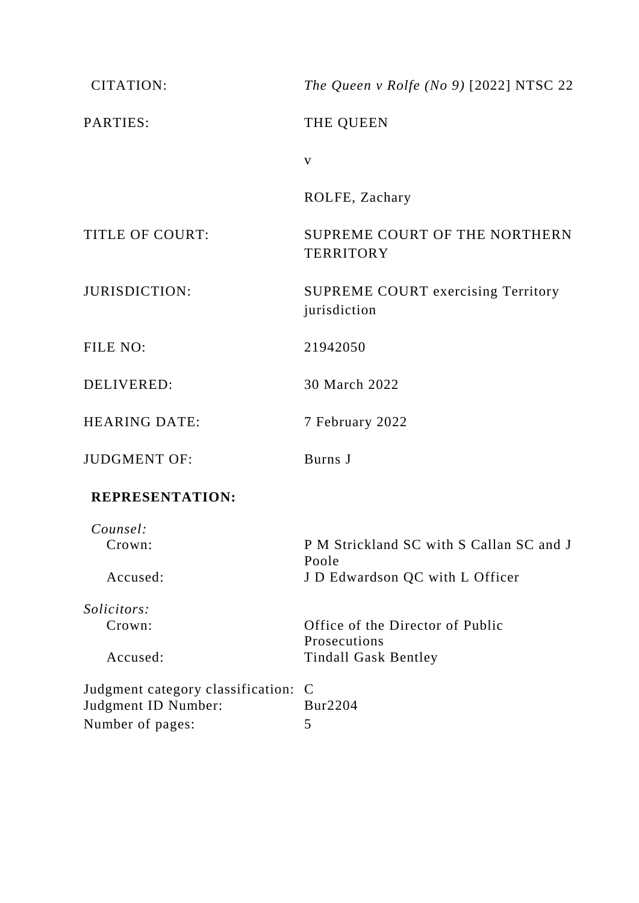| | |
|---|---|
| CITATION: | *The Queen v Rolfe (No 9)* [2022] NTSC 22 |
| PARTIES: | THE QUEEN |
| | v |
| | ROLFE, Zachary |
| TITLE OF COURT: | SUPREME COURT OF THE NORTHERN TERRITORY |
| JURISDICTION: | SUPREME COURT exercising Territory jurisdiction |
| FILE NO: | 21942050 |
| DELIVERED: | 30 March 2022 |
| HEARING DATE: | 7 February 2022 |
| JUDGMENT OF: | Burns J |

**REPRESENTATION:**

| | |
|---|---|
| *Counsel:* | |
| Crown: | P M Strickland SC with S Callan SC and J Poole |
| Accused: | J D Edwardson QC with L Officer |
| *Solicitors:* | |
| Crown: | Office of the Director of Public Prosecutions |
| Accused: | Tindall Gask Bentley |

| | |
|---|---|
| Judgment category classification: | C |
| Judgment ID Number: | Bur2204 |
| Number of pages: | 5 |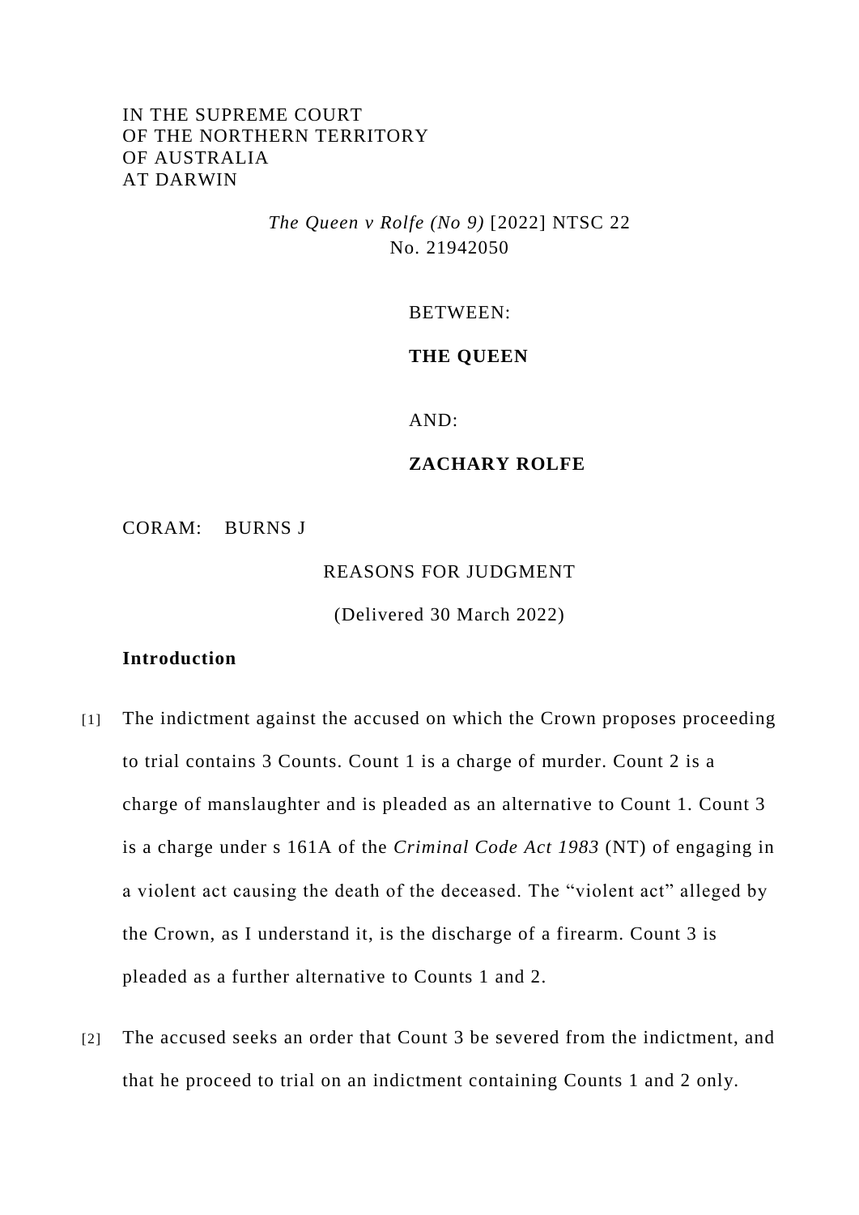IN THE SUPREME COURT
OF THE NORTHERN TERRITORY
OF AUSTRALIA
AT DARWIN

*The Queen v Rolfe (No 9)* [2022] NTSC 22
No. 21942050

BETWEEN:

**THE QUEEN**

AND:

**ZACHARY ROLFE**

CORAM: BURNS J

REASONS FOR JUDGMENT

(Delivered 30 March 2022)

**Introduction**

[1] The indictment against the accused on which the Crown proposes proceeding to trial contains 3 Counts. Count 1 is a charge of murder. Count 2 is a charge of manslaughter and is pleaded as an alternative to Count 1. Count 3 is a charge under s 161A of the *Criminal Code Act 1983* (NT) of engaging in a violent act causing the death of the deceased. The "violent act" alleged by the Crown, as I understand it, is the discharge of a firearm. Count 3 is pleaded as a further alternative to Counts 1 and 2.

[2] The accused seeks an order that Count 3 be severed from the indictment, and that he proceed to trial on an indictment containing Counts 1 and 2 only.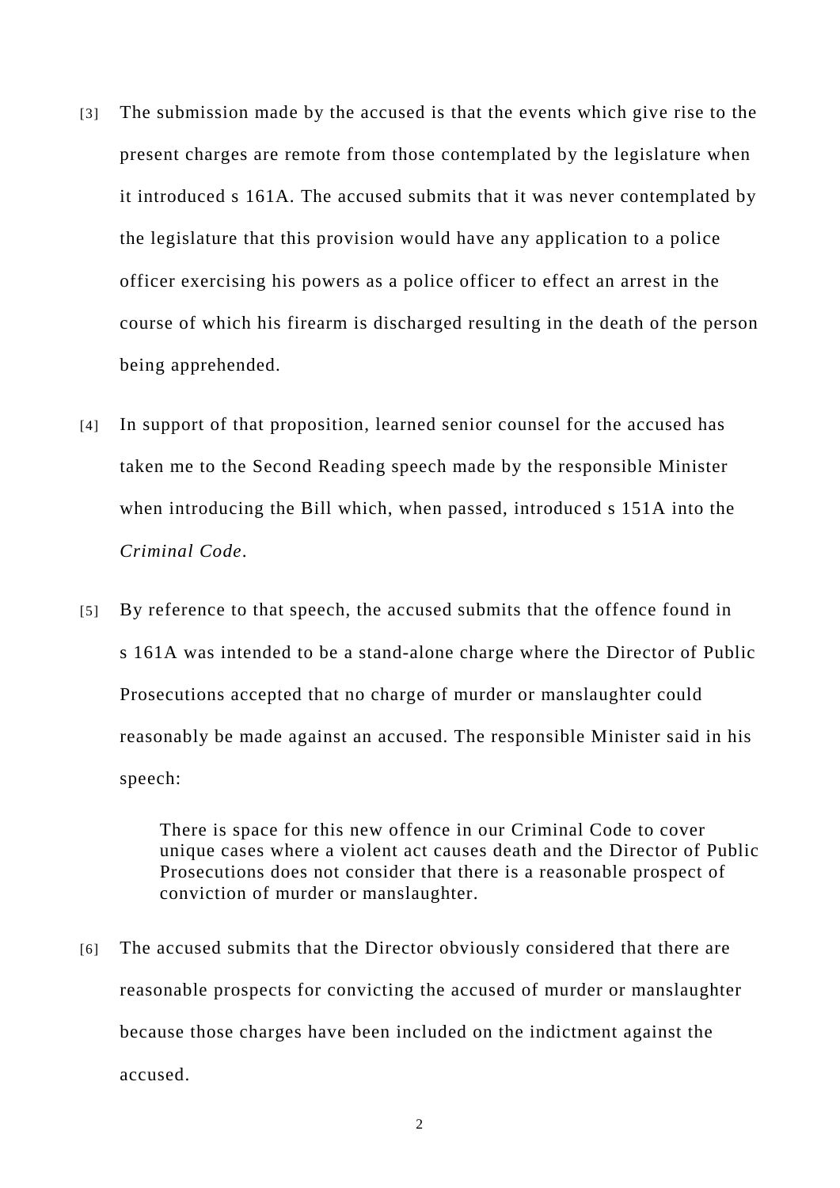[3] The submission made by the accused is that the events which give rise to the present charges are remote from those contemplated by the legislature when it introduced s 161A. The accused submits that it was never contemplated by the legislature that this provision would have any application to a police officer exercising his powers as a police officer to effect an arrest in the course of which his firearm is discharged resulting in the death of the person being apprehended.

[4] In support of that proposition, learned senior counsel for the accused has taken me to the Second Reading speech made by the responsible Minister when introducing the Bill which, when passed, introduced s 151A into the *Criminal Code*.

[5] By reference to that speech, the accused submits that the offence found in s 161A was intended to be a stand-alone charge where the Director of Public Prosecutions accepted that no charge of murder or manslaughter could reasonably be made against an accused. The responsible Minister said in his speech:

> There is space for this new offence in our Criminal Code to cover unique cases where a violent act causes death and the Director of Public Prosecutions does not consider that there is a reasonable prospect of conviction of murder or manslaughter.

[6] The accused submits that the Director obviously considered that there are reasonable prospects for convicting the accused of murder or manslaughter because those charges have been included on the indictment against the accused.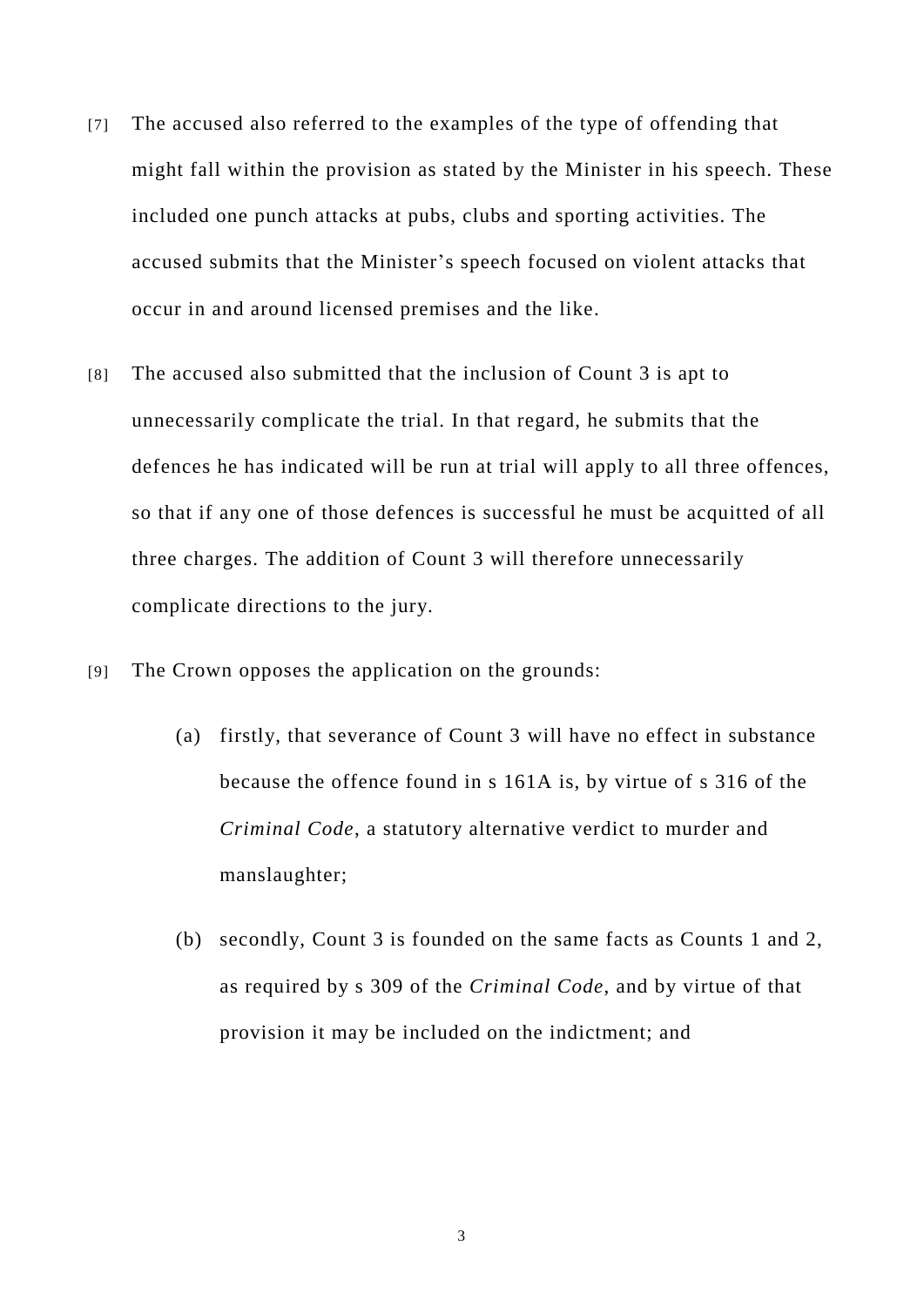[7] The accused also referred to the examples of the type of offending that might fall within the provision as stated by the Minister in his speech. These included one punch attacks at pubs, clubs and sporting activities. The accused submits that the Minister's speech focused on violent attacks that occur in and around licensed premises and the like.

[8] The accused also submitted that the inclusion of Count 3 is apt to unnecessarily complicate the trial. In that regard, he submits that the defences he has indicated will be run at trial will apply to all three offences, so that if any one of those defences is successful he must be acquitted of all three charges. The addition of Count 3 will therefore unnecessarily complicate directions to the jury.

[9] The Crown opposes the application on the grounds:

(a) firstly, that severance of Count 3 will have no effect in substance because the offence found in s 161A is, by virtue of s 316 of the *Criminal Code*, a statutory alternative verdict to murder and manslaughter;

(b) secondly, Count 3 is founded on the same facts as Counts 1 and 2, as required by s 309 of the *Criminal Code*, and by virtue of that provision it may be included on the indictment; and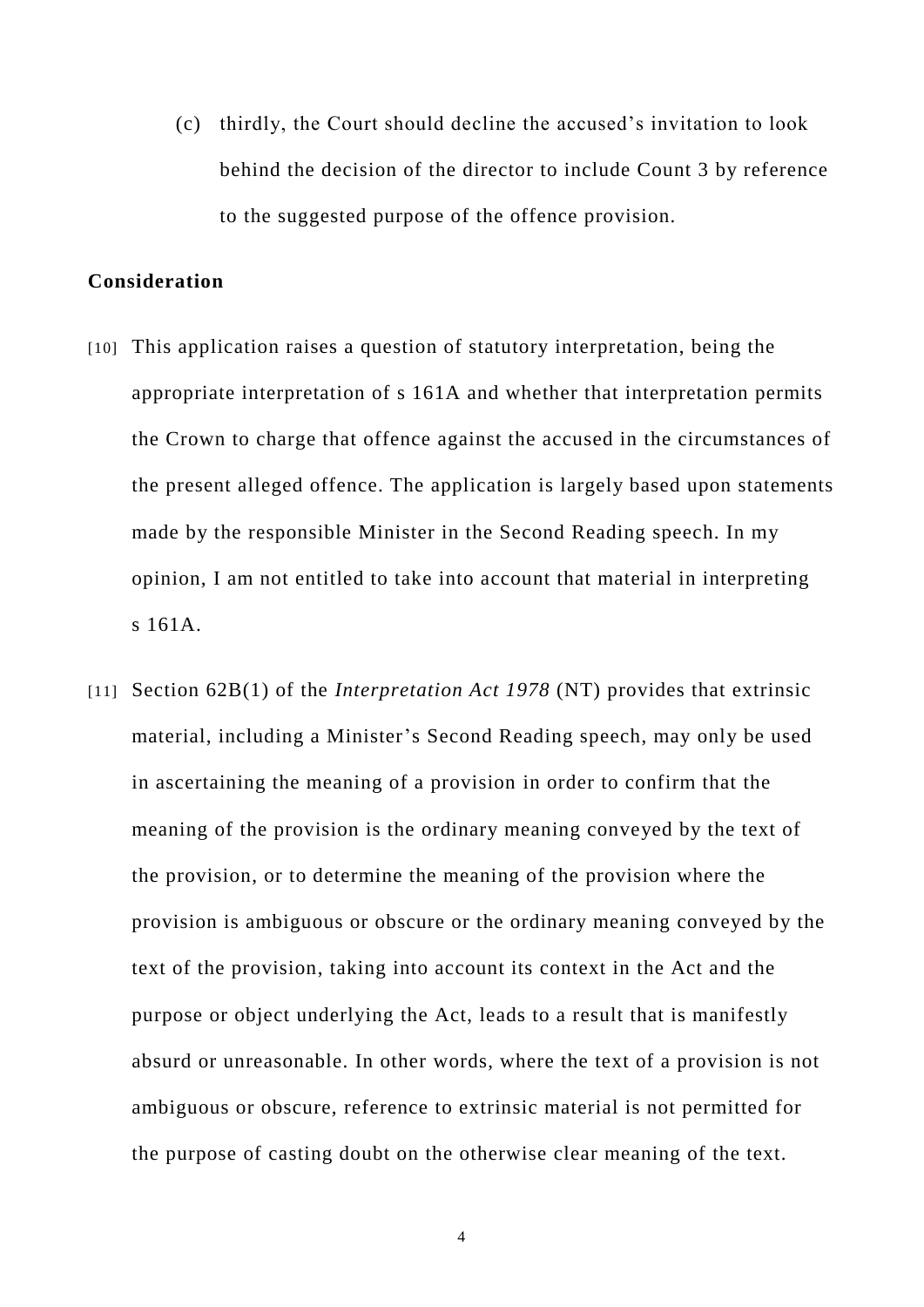(c) thirdly, the Court should decline the accused's invitation to look behind the decision of the director to include Count 3 by reference to the suggested purpose of the offence provision.

**Consideration**

[10] This application raises a question of statutory interpretation, being the appropriate interpretation of s 161A and whether that interpretation permits the Crown to charge that offence against the accused in the circumstances of the present alleged offence. The application is largely based upon statements made by the responsible Minister in the Second Reading speech. In my opinion, I am not entitled to take into account that material in interpreting s 161A.

[11] Section 62B(1) of the *Interpretation Act 1978* (NT) provides that extrinsic material, including a Minister's Second Reading speech, may only be used in ascertaining the meaning of a provision in order to confirm that the meaning of the provision is the ordinary meaning conveyed by the text of the provision, or to determine the meaning of the provision where the provision is ambiguous or obscure or the ordinary meaning conveyed by the text of the provision, taking into account its context in the Act and the purpose or object underlying the Act, leads to a result that is manifestly absurd or unreasonable. In other words, where the text of a provision is not ambiguous or obscure, reference to extrinsic material is not permitted for the purpose of casting doubt on the otherwise clear meaning of the text.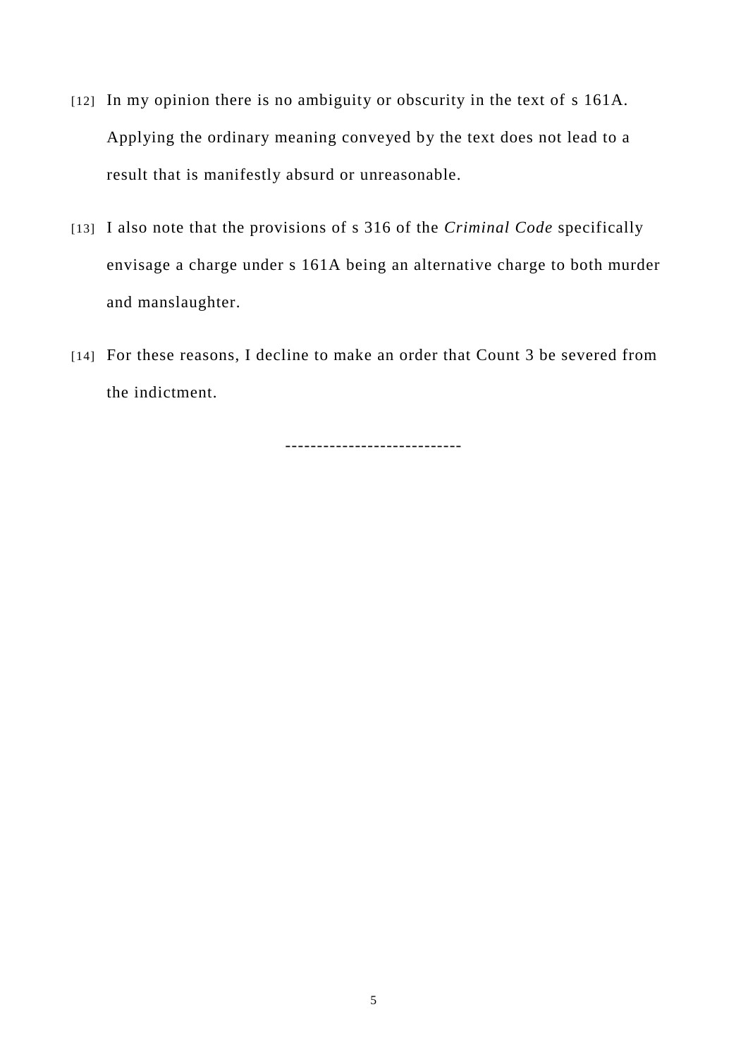[12] In my opinion there is no ambiguity or obscurity in the text of s 161A. Applying the ordinary meaning conveyed by the text does not lead to a result that is manifestly absurd or unreasonable.

[13] I also note that the provisions of s 316 of the *Criminal Code* specifically envisage a charge under s 161A being an alternative charge to both murder and manslaughter.

[14] For these reasons, I decline to make an order that Count 3 be severed from the indictment.

----------------------------